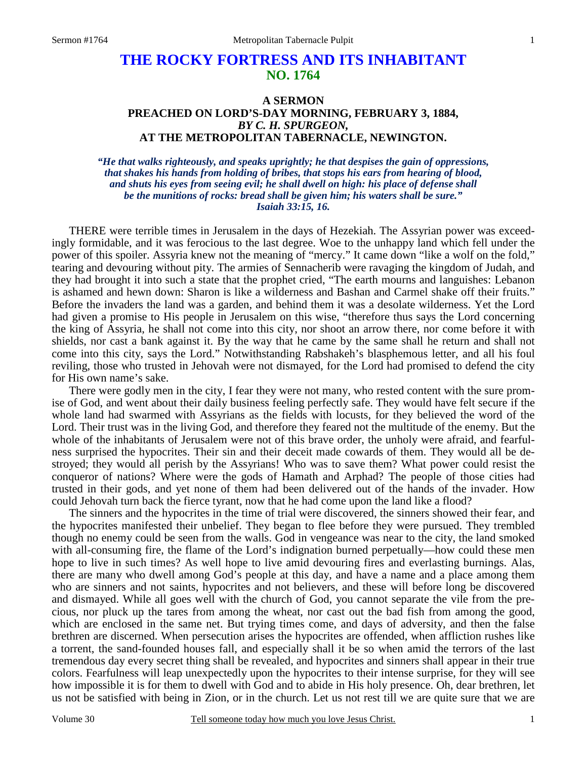# THE ROCKY FORTRESS AND ITS INHABITANT
## NO. 1764

### A SERMON
### PREACHED ON LORD'S-DAY MORNING, FEBRUARY 3, 1884,
### *BY C. H. SPURGEON,*
### AT THE METROPOLITAN TABERNACLE, NEWINGTON.

***"He that walks righteously, and speaks uprightly; he that despises the gain of oppressions, that shakes his hands from holding of bribes, that stops his ears from hearing of blood, and shuts his eyes from seeing evil; he shall dwell on high: his place of defense shall be the munitions of rocks: bread shall be given him; his waters shall be sure." Isaiah 33:15, 16.***

THERE were terrible times in Jerusalem in the days of Hezekiah. The Assyrian power was exceedingly formidable, and it was ferocious to the last degree. Woe to the unhappy land which fell under the power of this spoiler. Assyria knew not the meaning of "mercy." It came down "like a wolf on the fold," tearing and devouring without pity. The armies of Sennacherib were ravaging the kingdom of Judah, and they had brought it into such a state that the prophet cried, "The earth mourns and languishes: Lebanon is ashamed and hewn down: Sharon is like a wilderness and Bashan and Carmel shake off their fruits." Before the invaders the land was a garden, and behind them it was a desolate wilderness. Yet the Lord had given a promise to His people in Jerusalem on this wise, "therefore thus says the Lord concerning the king of Assyria, he shall not come into this city, nor shoot an arrow there, nor come before it with shields, nor cast a bank against it. By the way that he came by the same shall he return and shall not come into this city, says the Lord." Notwithstanding Rabshakeh's blasphemous letter, and all his foul reviling, those who trusted in Jehovah were not dismayed, for the Lord had promised to defend the city for His own name's sake.

There were godly men in the city, I fear they were not many, who rested content with the sure promise of God, and went about their daily business feeling perfectly safe. They would have felt secure if the whole land had swarmed with Assyrians as the fields with locusts, for they believed the word of the Lord. Their trust was in the living God, and therefore they feared not the multitude of the enemy. But the whole of the inhabitants of Jerusalem were not of this brave order, the unholy were afraid, and fearfulness surprised the hypocrites. Their sin and their deceit made cowards of them. They would all be destroyed; they would all perish by the Assyrians! Who was to save them? What power could resist the conqueror of nations? Where were the gods of Hamath and Arphad? The people of those cities had trusted in their gods, and yet none of them had been delivered out of the hands of the invader. How could Jehovah turn back the fierce tyrant, now that he had come upon the land like a flood?

The sinners and the hypocrites in the time of trial were discovered, the sinners showed their fear, and the hypocrites manifested their unbelief. They began to flee before they were pursued. They trembled though no enemy could be seen from the walls. God in vengeance was near to the city, the land smoked with all-consuming fire, the flame of the Lord's indignation burned perpetually—how could these men hope to live in such times? As well hope to live amid devouring fires and everlasting burnings. Alas, there are many who dwell among God's people at this day, and have a name and a place among them who are sinners and not saints, hypocrites and not believers, and these will before long be discovered and dismayed. While all goes well with the church of God, you cannot separate the vile from the precious, nor pluck up the tares from among the wheat, nor cast out the bad fish from among the good, which are enclosed in the same net. But trying times come, and days of adversity, and then the false brethren are discerned. When persecution arises the hypocrites are offended, when affliction rushes like a torrent, the sand-founded houses fall, and especially shall it be so when amid the terrors of the last tremendous day every secret thing shall be revealed, and hypocrites and sinners shall appear in their true colors. Fearfulness will leap unexpectedly upon the hypocrites to their intense surprise, for they will see how impossible it is for them to dwell with God and to abide in His holy presence. Oh, dear brethren, let us not be satisfied with being in Zion, or in the church. Let us not rest till we are quite sure that we are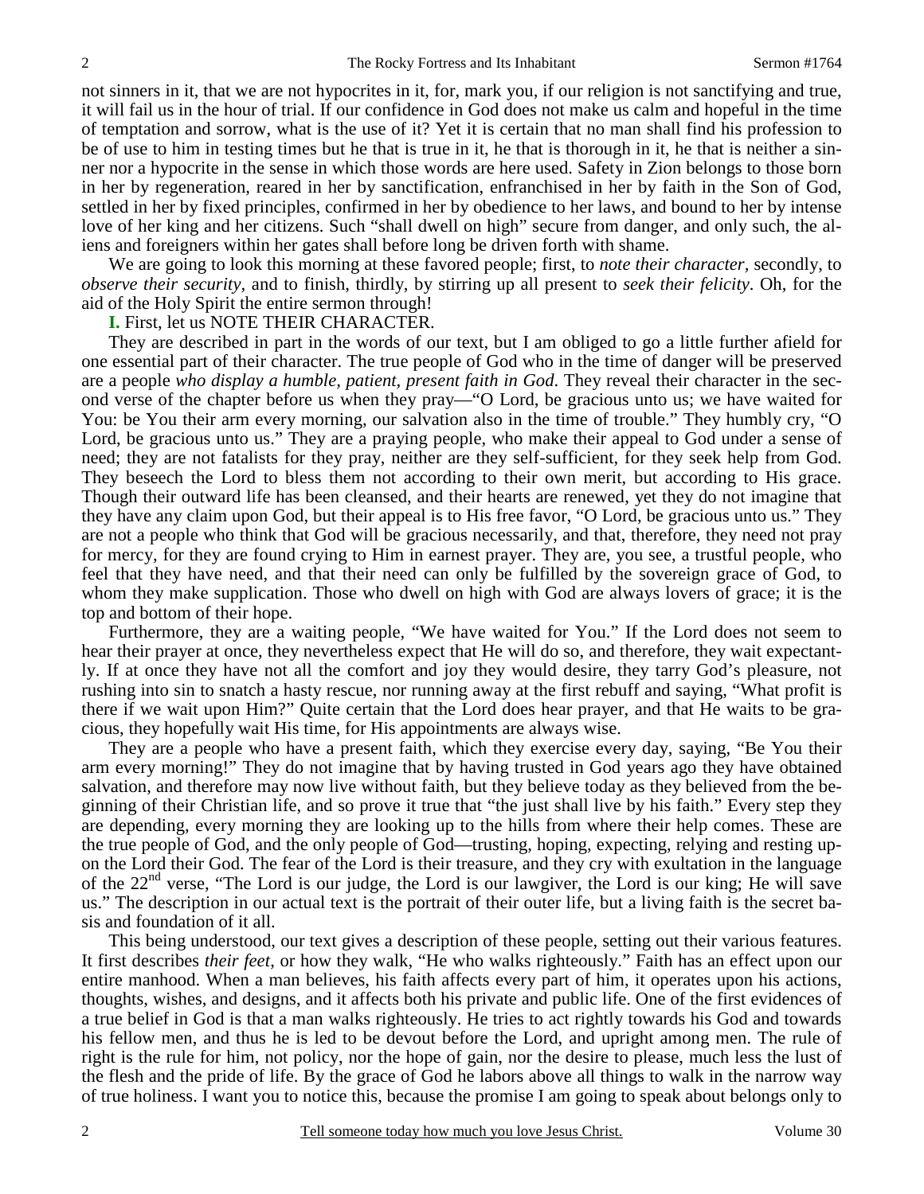not sinners in it, that we are not hypocrites in it, for, mark you, if our religion is not sanctifying and true, it will fail us in the hour of trial. If our confidence in God does not make us calm and hopeful in the time of temptation and sorrow, what is the use of it? Yet it is certain that no man shall find his profession to be of use to him in testing times but he that is true in it, he that is thorough in it, he that is neither a sinner nor a hypocrite in the sense in which those words are here used. Safety in Zion belongs to those born in her by regeneration, reared in her by sanctification, enfranchised in her by faith in the Son of God, settled in her by fixed principles, confirmed in her by obedience to her laws, and bound to her by intense love of her king and her citizens. Such "shall dwell on high" secure from danger, and only such, the aliens and foreigners within her gates shall before long be driven forth with shame.

We are going to look this morning at these favored people; first, to *note their character*, secondly, to *observe their security*, and to finish, thirdly, by stirring up all present to *seek their felicity*. Oh, for the aid of the Holy Spirit the entire sermon through!

**I.** First, let us NOTE THEIR CHARACTER.

They are described in part in the words of our text, but I am obliged to go a little further afield for one essential part of their character. The true people of God who in the time of danger will be preserved are a people *who display a humble, patient, present faith in God*. They reveal their character in the second verse of the chapter before us when they pray—"O Lord, be gracious unto us; we have waited for You: be You their arm every morning, our salvation also in the time of trouble." They humbly cry, "O Lord, be gracious unto us." They are a praying people, who make their appeal to God under a sense of need; they are not fatalists for they pray, neither are they self-sufficient, for they seek help from God. They beseech the Lord to bless them not according to their own merit, but according to His grace. Though their outward life has been cleansed, and their hearts are renewed, yet they do not imagine that they have any claim upon God, but their appeal is to His free favor, "O Lord, be gracious unto us." They are not a people who think that God will be gracious necessarily, and that, therefore, they need not pray for mercy, for they are found crying to Him in earnest prayer. They are, you see, a trustful people, who feel that they have need, and that their need can only be fulfilled by the sovereign grace of God, to whom they make supplication. Those who dwell on high with God are always lovers of grace; it is the top and bottom of their hope.

Furthermore, they are a waiting people, "We have waited for You." If the Lord does not seem to hear their prayer at once, they nevertheless expect that He will do so, and therefore, they wait expectantly. If at once they have not all the comfort and joy they would desire, they tarry God's pleasure, not rushing into sin to snatch a hasty rescue, nor running away at the first rebuff and saying, "What profit is there if we wait upon Him?" Quite certain that the Lord does hear prayer, and that He waits to be gracious, they hopefully wait His time, for His appointments are always wise.

They are a people who have a present faith, which they exercise every day, saying, "Be You their arm every morning!" They do not imagine that by having trusted in God years ago they have obtained salvation, and therefore may now live without faith, but they believe today as they believed from the beginning of their Christian life, and so prove it true that "the just shall live by his faith." Every step they are depending, every morning they are looking up to the hills from where their help comes. These are the true people of God, and the only people of God—trusting, hoping, expecting, relying and resting upon the Lord their God. The fear of the Lord is their treasure, and they cry with exultation in the language of the 22nd verse, "The Lord is our judge, the Lord is our lawgiver, the Lord is our king; He will save us." The description in our actual text is the portrait of their outer life, but a living faith is the secret basis and foundation of it all.

This being understood, our text gives a description of these people, setting out their various features. It first describes *their feet*, or how they walk, "He who walks righteously." Faith has an effect upon our entire manhood. When a man believes, his faith affects every part of him, it operates upon his actions, thoughts, wishes, and designs, and it affects both his private and public life. One of the first evidences of a true belief in God is that a man walks righteously. He tries to act rightly towards his God and towards his fellow men, and thus he is led to be devout before the Lord, and upright among men. The rule of right is the rule for him, not policy, nor the hope of gain, nor the desire to please, much less the lust of the flesh and the pride of life. By the grace of God he labors above all things to walk in the narrow way of true holiness. I want you to notice this, because the promise I am going to speak about belongs only to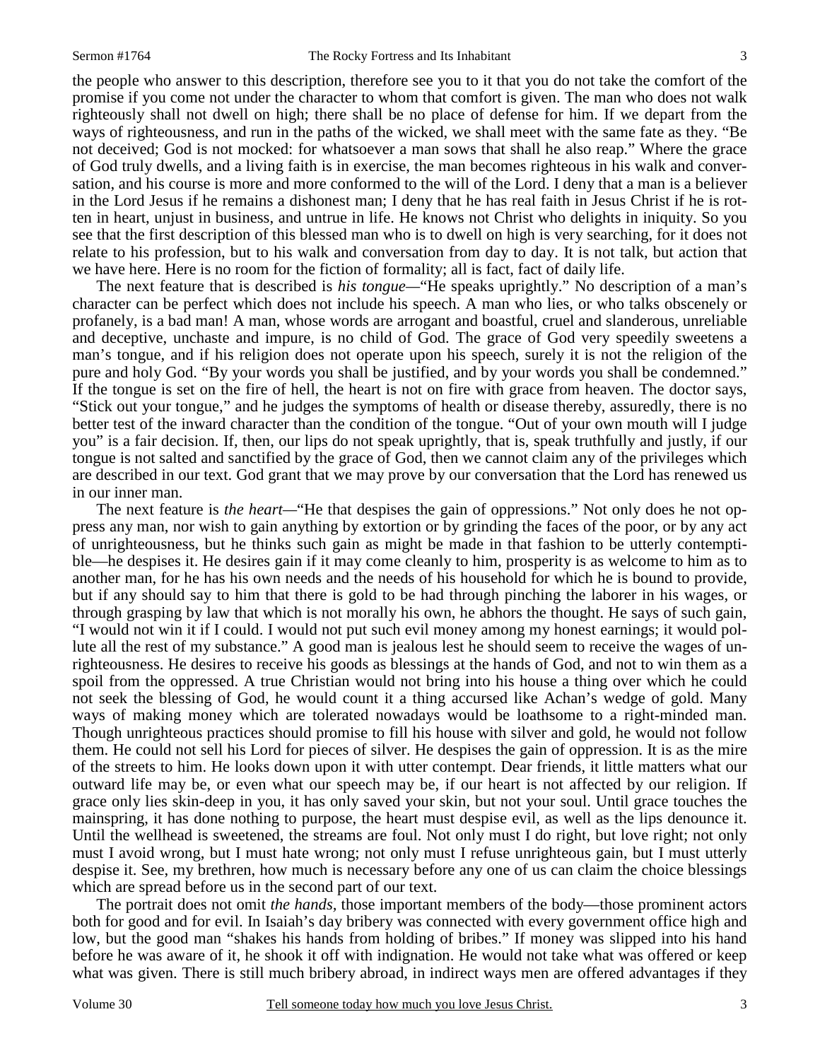the people who answer to this description, therefore see you to it that you do not take the comfort of the promise if you come not under the character to whom that comfort is given. The man who does not walk righteously shall not dwell on high; there shall be no place of defense for him. If we depart from the ways of righteousness, and run in the paths of the wicked, we shall meet with the same fate as they. "Be not deceived; God is not mocked: for whatsoever a man sows that shall he also reap." Where the grace of God truly dwells, and a living faith is in exercise, the man becomes righteous in his walk and conversation, and his course is more and more conformed to the will of the Lord. I deny that a man is a believer in the Lord Jesus if he remains a dishonest man; I deny that he has real faith in Jesus Christ if he is rotten in heart, unjust in business, and untrue in life. He knows not Christ who delights in iniquity. So you see that the first description of this blessed man who is to dwell on high is very searching, for it does not relate to his profession, but to his walk and conversation from day to day. It is not talk, but action that we have here. Here is no room for the fiction of formality; all is fact, fact of daily life.

The next feature that is described is *his tongue*—"He speaks uprightly." No description of a man's character can be perfect which does not include his speech. A man who lies, or who talks obscenely or profanely, is a bad man! A man, whose words are arrogant and boastful, cruel and slanderous, unreliable and deceptive, unchaste and impure, is no child of God. The grace of God very speedily sweetens a man's tongue, and if his religion does not operate upon his speech, surely it is not the religion of the pure and holy God. "By your words you shall be justified, and by your words you shall be condemned." If the tongue is set on the fire of hell, the heart is not on fire with grace from heaven. The doctor says, "Stick out your tongue," and he judges the symptoms of health or disease thereby, assuredly, there is no better test of the inward character than the condition of the tongue. "Out of your own mouth will I judge you" is a fair decision. If, then, our lips do not speak uprightly, that is, speak truthfully and justly, if our tongue is not salted and sanctified by the grace of God, then we cannot claim any of the privileges which are described in our text. God grant that we may prove by our conversation that the Lord has renewed us in our inner man.

The next feature is *the heart*—"He that despises the gain of oppressions." Not only does he not oppress any man, nor wish to gain anything by extortion or by grinding the faces of the poor, or by any act of unrighteousness, but he thinks such gain as might be made in that fashion to be utterly contemptible—he despises it. He desires gain if it may come cleanly to him, prosperity is as welcome to him as to another man, for he has his own needs and the needs of his household for which he is bound to provide, but if any should say to him that there is gold to be had through pinching the laborer in his wages, or through grasping by law that which is not morally his own, he abhors the thought. He says of such gain, "I would not win it if I could. I would not put such evil money among my honest earnings; it would pollute all the rest of my substance." A good man is jealous lest he should seem to receive the wages of unrighteousness. He desires to receive his goods as blessings at the hands of God, and not to win them as a spoil from the oppressed. A true Christian would not bring into his house a thing over which he could not seek the blessing of God, he would count it a thing accursed like Achan's wedge of gold. Many ways of making money which are tolerated nowadays would be loathsome to a right-minded man. Though unrighteous practices should promise to fill his house with silver and gold, he would not follow them. He could not sell his Lord for pieces of silver. He despises the gain of oppression. It is as the mire of the streets to him. He looks down upon it with utter contempt. Dear friends, it little matters what our outward life may be, or even what our speech may be, if our heart is not affected by our religion. If grace only lies skin-deep in you, it has only saved your skin, but not your soul. Until grace touches the mainspring, it has done nothing to purpose, the heart must despise evil, as well as the lips denounce it. Until the wellhead is sweetened, the streams are foul. Not only must I do right, but love right; not only must I avoid wrong, but I must hate wrong; not only must I refuse unrighteous gain, but I must utterly despise it. See, my brethren, how much is necessary before any one of us can claim the choice blessings which are spread before us in the second part of our text.

The portrait does not omit *the hands*, those important members of the body—those prominent actors both for good and for evil. In Isaiah's day bribery was connected with every government office high and low, but the good man "shakes his hands from holding of bribes." If money was slipped into his hand before he was aware of it, he shook it off with indignation. He would not take what was offered or keep what was given. There is still much bribery abroad, in indirect ways men are offered advantages if they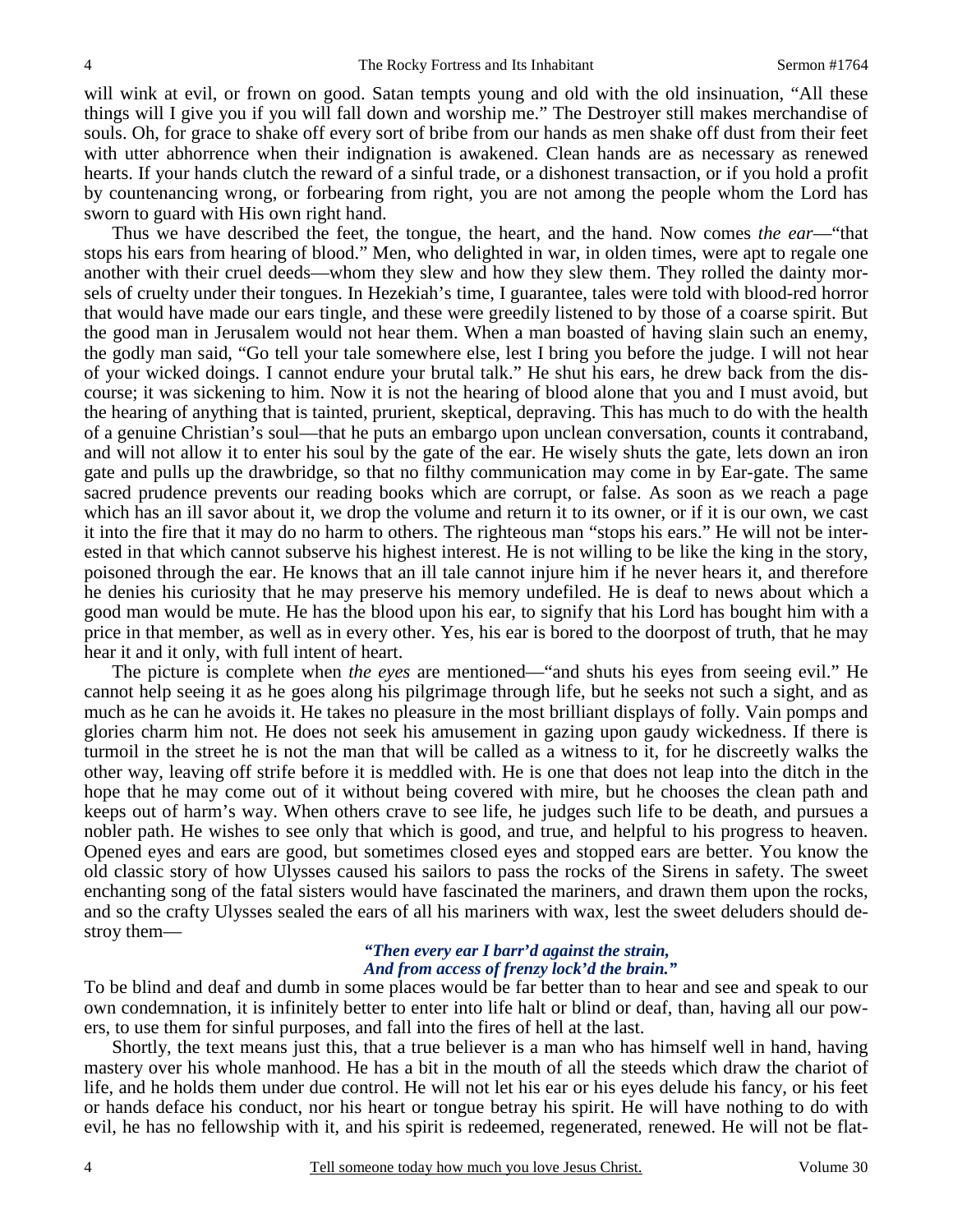will wink at evil, or frown on good. Satan tempts young and old with the old insinuation, "All these things will I give you if you will fall down and worship me." The Destroyer still makes merchandise of souls. Oh, for grace to shake off every sort of bribe from our hands as men shake off dust from their feet with utter abhorrence when their indignation is awakened. Clean hands are as necessary as renewed hearts. If your hands clutch the reward of a sinful trade, or a dishonest transaction, or if you hold a profit by countenancing wrong, or forbearing from right, you are not among the people whom the Lord has sworn to guard with His own right hand.

Thus we have described the feet, the tongue, the heart, and the hand. Now comes *the ear*—"that stops his ears from hearing of blood." Men, who delighted in war, in olden times, were apt to regale one another with their cruel deeds—whom they slew and how they slew them. They rolled the dainty morsels of cruelty under their tongues. In Hezekiah's time, I guarantee, tales were told with blood-red horror that would have made our ears tingle, and these were greedily listened to by those of a coarse spirit. But the good man in Jerusalem would not hear them. When a man boasted of having slain such an enemy, the godly man said, "Go tell your tale somewhere else, lest I bring you before the judge. I will not hear of your wicked doings. I cannot endure your brutal talk." He shut his ears, he drew back from the discourse; it was sickening to him. Now it is not the hearing of blood alone that you and I must avoid, but the hearing of anything that is tainted, prurient, skeptical, depraving. This has much to do with the health of a genuine Christian's soul—that he puts an embargo upon unclean conversation, counts it contraband, and will not allow it to enter his soul by the gate of the ear. He wisely shuts the gate, lets down an iron gate and pulls up the drawbridge, so that no filthy communication may come in by Ear-gate. The same sacred prudence prevents our reading books which are corrupt, or false. As soon as we reach a page which has an ill savor about it, we drop the volume and return it to its owner, or if it is our own, we cast it into the fire that it may do no harm to others. The righteous man "stops his ears." He will not be interested in that which cannot subserve his highest interest. He is not willing to be like the king in the story, poisoned through the ear. He knows that an ill tale cannot injure him if he never hears it, and therefore he denies his curiosity that he may preserve his memory undefiled. He is deaf to news about which a good man would be mute. He has the blood upon his ear, to signify that his Lord has bought him with a price in that member, as well as in every other. Yes, his ear is bored to the doorpost of truth, that he may hear it and it only, with full intent of heart.

The picture is complete when *the eyes* are mentioned—"and shuts his eyes from seeing evil." He cannot help seeing it as he goes along his pilgrimage through life, but he seeks not such a sight, and as much as he can he avoids it. He takes no pleasure in the most brilliant displays of folly. Vain pomps and glories charm him not. He does not seek his amusement in gazing upon gaudy wickedness. If there is turmoil in the street he is not the man that will be called as a witness to it, for he discreetly walks the other way, leaving off strife before it is meddled with. He is one that does not leap into the ditch in the hope that he may come out of it without being covered with mire, but he chooses the clean path and keeps out of harm's way. When others crave to see life, he judges such life to be death, and pursues a nobler path. He wishes to see only that which is good, and true, and helpful to his progress to heaven. Opened eyes and ears are good, but sometimes closed eyes and stopped ears are better. You know the old classic story of how Ulysses caused his sailors to pass the rocks of the Sirens in safety. The sweet enchanting song of the fatal sisters would have fascinated the mariners, and drawn them upon the rocks, and so the crafty Ulysses sealed the ears of all his mariners with wax, lest the sweet deluders should destroy them—

> ***"Then every ear I barr'd against the strain,***
> ***And from access of frenzy lock'd the brain."***

To be blind and deaf and dumb in some places would be far better than to hear and see and speak to our own condemnation, it is infinitely better to enter into life halt or blind or deaf, than, having all our powers, to use them for sinful purposes, and fall into the fires of hell at the last.

Shortly, the text means just this, that a true believer is a man who has himself well in hand, having mastery over his whole manhood. He has a bit in the mouth of all the steeds which draw the chariot of life, and he holds them under due control. He will not let his ear or his eyes delude his fancy, or his feet or hands deface his conduct, nor his heart or tongue betray his spirit. He will have nothing to do with evil, he has no fellowship with it, and his spirit is redeemed, regenerated, renewed. He will not be flat-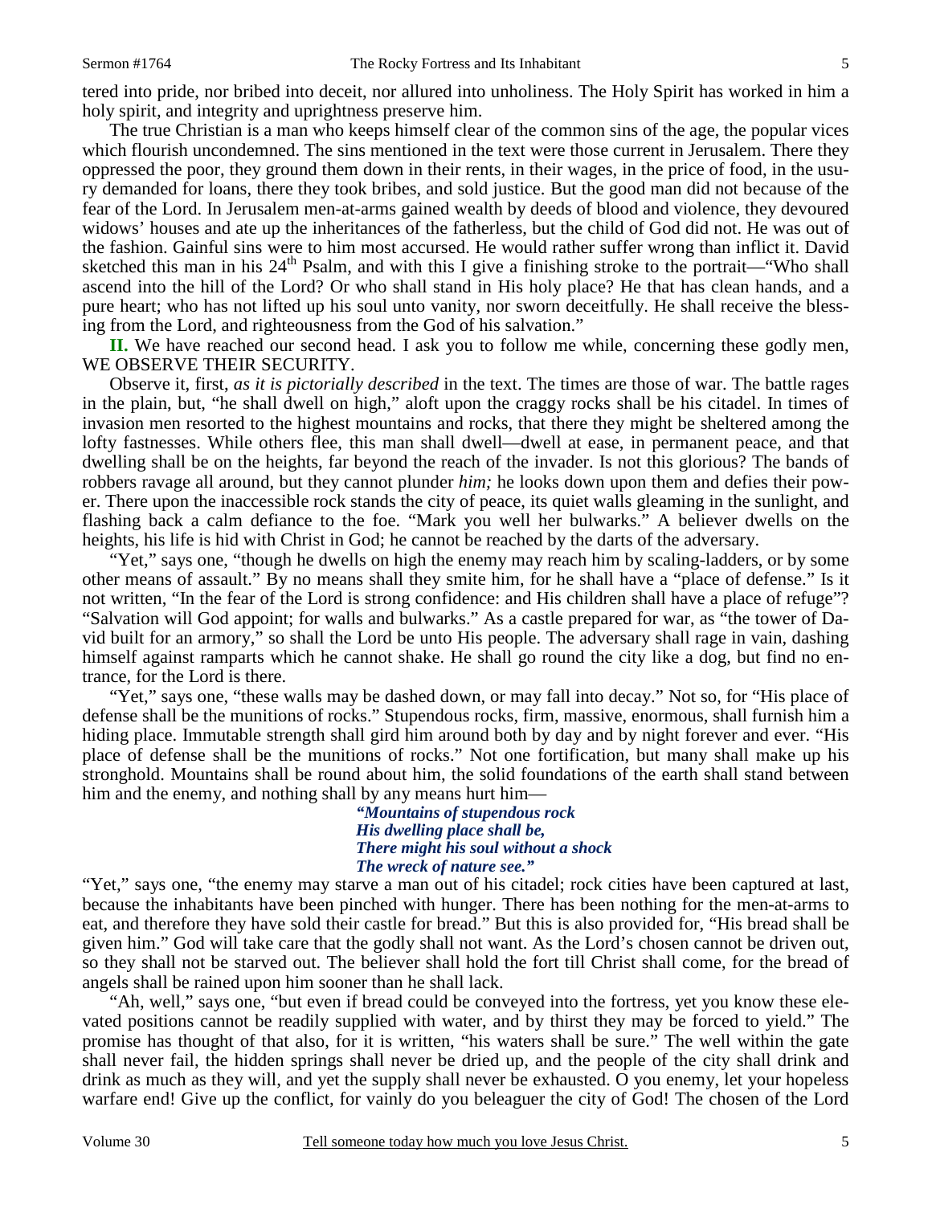tered into pride, nor bribed into deceit, nor allured into unholiness. The Holy Spirit has worked in him a holy spirit, and integrity and uprightness preserve him.

The true Christian is a man who keeps himself clear of the common sins of the age, the popular vices which flourish uncondemned. The sins mentioned in the text were those current in Jerusalem. There they oppressed the poor, they ground them down in their rents, in their wages, in the price of food, in the usury demanded for loans, there they took bribes, and sold justice. But the good man did not because of the fear of the Lord. In Jerusalem men-at-arms gained wealth by deeds of blood and violence, they devoured widows' houses and ate up the inheritances of the fatherless, but the child of God did not. He was out of the fashion. Gainful sins were to him most accursed. He would rather suffer wrong than inflict it. David sketched this man in his 24th Psalm, and with this I give a finishing stroke to the portrait—"Who shall ascend into the hill of the Lord? Or who shall stand in His holy place? He that has clean hands, and a pure heart; who has not lifted up his soul unto vanity, nor sworn deceitfully. He shall receive the blessing from the Lord, and righteousness from the God of his salvation."

**II.** We have reached our second head. I ask you to follow me while, concerning these godly men, WE OBSERVE THEIR SECURITY.

Observe it, first, *as it is pictorially described* in the text. The times are those of war. The battle rages in the plain, but, "he shall dwell on high," aloft upon the craggy rocks shall be his citadel. In times of invasion men resorted to the highest mountains and rocks, that there they might be sheltered among the lofty fastnesses. While others flee, this man shall dwell—dwell at ease, in permanent peace, and that dwelling shall be on the heights, far beyond the reach of the invader. Is not this glorious? The bands of robbers ravage all around, but they cannot plunder *him;* he looks down upon them and defies their power. There upon the inaccessible rock stands the city of peace, its quiet walls gleaming in the sunlight, and flashing back a calm defiance to the foe. "Mark you well her bulwarks." A believer dwells on the heights, his life is hid with Christ in God; he cannot be reached by the darts of the adversary.

"Yet," says one, "though he dwells on high the enemy may reach him by scaling-ladders, or by some other means of assault." By no means shall they smite him, for he shall have a "place of defense." Is it not written, "In the fear of the Lord is strong confidence: and His children shall have a place of refuge"? "Salvation will God appoint; for walls and bulwarks." As a castle prepared for war, as "the tower of David built for an armory," so shall the Lord be unto His people. The adversary shall rage in vain, dashing himself against ramparts which he cannot shake. He shall go round the city like a dog, but find no entrance, for the Lord is there.

"Yet," says one, "these walls may be dashed down, or may fall into decay." Not so, for "His place of defense shall be the munitions of rocks." Stupendous rocks, firm, massive, enormous, shall furnish him a hiding place. Immutable strength shall gird him around both by day and by night forever and ever. "His place of defense shall be the munitions of rocks." Not one fortification, but many shall make up his stronghold. Mountains shall be round about him, the solid foundations of the earth shall stand between him and the enemy, and nothing shall by any means hurt him—

*"Mountains of stupendous rock*  
*His dwelling place shall be,*  
*There might his soul without a shock*  
*The wreck of nature see."*

"Yet," says one, "the enemy may starve a man out of his citadel; rock cities have been captured at last, because the inhabitants have been pinched with hunger. There has been nothing for the men-at-arms to eat, and therefore they have sold their castle for bread." But this is also provided for, "His bread shall be given him." God will take care that the godly shall not want. As the Lord's chosen cannot be driven out, so they shall not be starved out. The believer shall hold the fort till Christ shall come, for the bread of angels shall be rained upon him sooner than he shall lack.

"Ah, well," says one, "but even if bread could be conveyed into the fortress, yet you know these elevated positions cannot be readily supplied with water, and by thirst they may be forced to yield." The promise has thought of that also, for it is written, "his waters shall be sure." The well within the gate shall never fail, the hidden springs shall never be dried up, and the people of the city shall drink and drink as much as they will, and yet the supply shall never be exhausted. O you enemy, let your hopeless warfare end! Give up the conflict, for vainly do you beleaguer the city of God! The chosen of the Lord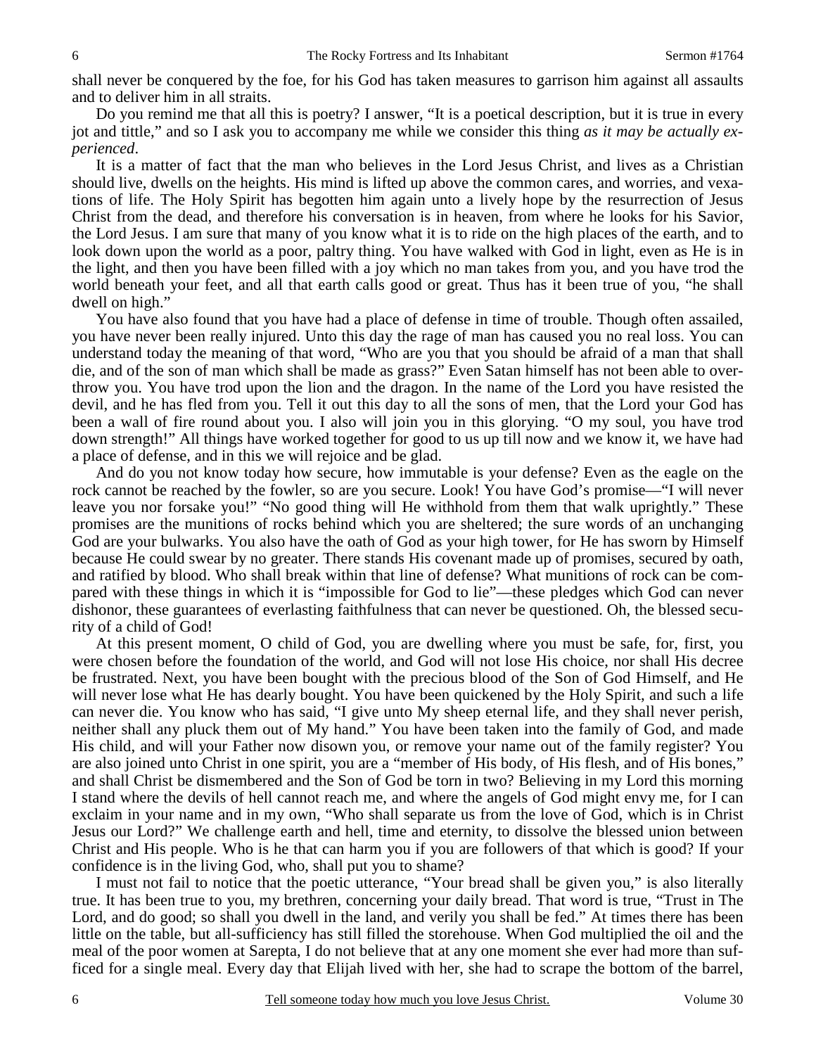shall never be conquered by the foe, for his God has taken measures to garrison him against all assaults and to deliver him in all straits.

Do you remind me that all this is poetry? I answer, "It is a poetical description, but it is true in every jot and tittle," and so I ask you to accompany me while we consider this thing *as it may be actually experienced*.

It is a matter of fact that the man who believes in the Lord Jesus Christ, and lives as a Christian should live, dwells on the heights. His mind is lifted up above the common cares, and worries, and vexations of life. The Holy Spirit has begotten him again unto a lively hope by the resurrection of Jesus Christ from the dead, and therefore his conversation is in heaven, from where he looks for his Savior, the Lord Jesus. I am sure that many of you know what it is to ride on the high places of the earth, and to look down upon the world as a poor, paltry thing. You have walked with God in light, even as He is in the light, and then you have been filled with a joy which no man takes from you, and you have trod the world beneath your feet, and all that earth calls good or great. Thus has it been true of you, "he shall dwell on high."

You have also found that you have had a place of defense in time of trouble. Though often assailed, you have never been really injured. Unto this day the rage of man has caused you no real loss. You can understand today the meaning of that word, "Who are you that you should be afraid of a man that shall die, and of the son of man which shall be made as grass?" Even Satan himself has not been able to overthrow you. You have trod upon the lion and the dragon. In the name of the Lord you have resisted the devil, and he has fled from you. Tell it out this day to all the sons of men, that the Lord your God has been a wall of fire round about you. I also will join you in this glorying. "O my soul, you have trod down strength!" All things have worked together for good to us up till now and we know it, we have had a place of defense, and in this we will rejoice and be glad.

And do you not know today how secure, how immutable is your defense? Even as the eagle on the rock cannot be reached by the fowler, so are you secure. Look! You have God's promise—"I will never leave you nor forsake you!" "No good thing will He withhold from them that walk uprightly." These promises are the munitions of rocks behind which you are sheltered; the sure words of an unchanging God are your bulwarks. You also have the oath of God as your high tower, for He has sworn by Himself because He could swear by no greater. There stands His covenant made up of promises, secured by oath, and ratified by blood. Who shall break within that line of defense? What munitions of rock can be compared with these things in which it is "impossible for God to lie"—these pledges which God can never dishonor, these guarantees of everlasting faithfulness that can never be questioned. Oh, the blessed security of a child of God!

At this present moment, O child of God, you are dwelling where you must be safe, for, first, you were chosen before the foundation of the world, and God will not lose His choice, nor shall His decree be frustrated. Next, you have been bought with the precious blood of the Son of God Himself, and He will never lose what He has dearly bought. You have been quickened by the Holy Spirit, and such a life can never die. You know who has said, "I give unto My sheep eternal life, and they shall never perish, neither shall any pluck them out of My hand." You have been taken into the family of God, and made His child, and will your Father now disown you, or remove your name out of the family register? You are also joined unto Christ in one spirit, you are a "member of His body, of His flesh, and of His bones," and shall Christ be dismembered and the Son of God be torn in two? Believing in my Lord this morning I stand where the devils of hell cannot reach me, and where the angels of God might envy me, for I can exclaim in your name and in my own, "Who shall separate us from the love of God, which is in Christ Jesus our Lord?" We challenge earth and hell, time and eternity, to dissolve the blessed union between Christ and His people. Who is he that can harm you if you are followers of that which is good? If your confidence is in the living God, who, shall put you to shame?

I must not fail to notice that the poetic utterance, "Your bread shall be given you," is also literally true. It has been true to you, my brethren, concerning your daily bread. That word is true, "Trust in The Lord, and do good; so shall you dwell in the land, and verily you shall be fed." At times there has been little on the table, but all-sufficiency has still filled the storehouse. When God multiplied the oil and the meal of the poor women at Sarepta, I do not believe that at any one moment she ever had more than sufficed for a single meal. Every day that Elijah lived with her, she had to scrape the bottom of the barrel,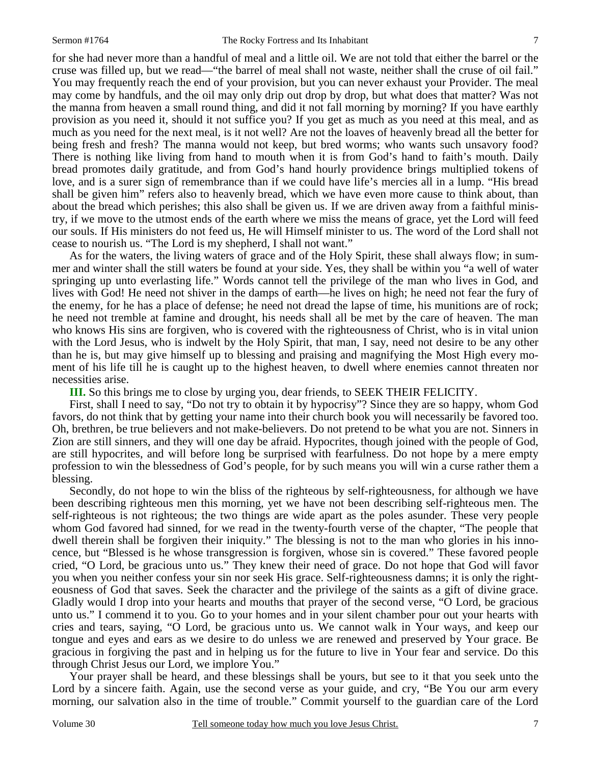for she had never more than a handful of meal and a little oil. We are not told that either the barrel or the cruse was filled up, but we read—"the barrel of meal shall not waste, neither shall the cruse of oil fail." You may frequently reach the end of your provision, but you can never exhaust your Provider. The meal may come by handfuls, and the oil may only drip out drop by drop, but what does that matter? Was not the manna from heaven a small round thing, and did it not fall morning by morning? If you have earthly provision as you need it, should it not suffice you? If you get as much as you need at this meal, and as much as you need for the next meal, is it not well? Are not the loaves of heavenly bread all the better for being fresh and fresh? The manna would not keep, but bred worms; who wants such unsavory food? There is nothing like living from hand to mouth when it is from God's hand to faith's mouth. Daily bread promotes daily gratitude, and from God's hand hourly providence brings multiplied tokens of love, and is a surer sign of remembrance than if we could have life's mercies all in a lump. "His bread shall be given him" refers also to heavenly bread, which we have even more cause to think about, than about the bread which perishes; this also shall be given us. If we are driven away from a faithful ministry, if we move to the utmost ends of the earth where we miss the means of grace, yet the Lord will feed our souls. If His ministers do not feed us, He will Himself minister to us. The word of the Lord shall not cease to nourish us. "The Lord is my shepherd, I shall not want."

As for the waters, the living waters of grace and of the Holy Spirit, these shall always flow; in summer and winter shall the still waters be found at your side. Yes, they shall be within you "a well of water springing up unto everlasting life." Words cannot tell the privilege of the man who lives in God, and lives with God! He need not shiver in the damps of earth—he lives on high; he need not fear the fury of the enemy, for he has a place of defense; he need not dread the lapse of time, his munitions are of rock; he need not tremble at famine and drought, his needs shall all be met by the care of heaven. The man who knows His sins are forgiven, who is covered with the righteousness of Christ, who is in vital union with the Lord Jesus, who is indwelt by the Holy Spirit, that man, I say, need not desire to be any other than he is, but may give himself up to blessing and praising and magnifying the Most High every moment of his life till he is caught up to the highest heaven, to dwell where enemies cannot threaten nor necessities arise.

**III.** So this brings me to close by urging you, dear friends, to SEEK THEIR FELICITY.

First, shall I need to say, "Do not try to obtain it by hypocrisy"? Since they are so happy, whom God favors, do not think that by getting your name into their church book you will necessarily be favored too. Oh, brethren, be true believers and not make-believers. Do not pretend to be what you are not. Sinners in Zion are still sinners, and they will one day be afraid. Hypocrites, though joined with the people of God, are still hypocrites, and will before long be surprised with fearfulness. Do not hope by a mere empty profession to win the blessedness of God's people, for by such means you will win a curse rather them a blessing.

Secondly, do not hope to win the bliss of the righteous by self-righteousness, for although we have been describing righteous men this morning, yet we have not been describing self-righteous men. The self-righteous is not righteous; the two things are wide apart as the poles asunder. These very people whom God favored had sinned, for we read in the twenty-fourth verse of the chapter, "The people that dwell therein shall be forgiven their iniquity." The blessing is not to the man who glories in his innocence, but "Blessed is he whose transgression is forgiven, whose sin is covered." These favored people cried, "O Lord, be gracious unto us." They knew their need of grace. Do not hope that God will favor you when you neither confess your sin nor seek His grace. Self-righteousness damns; it is only the righteousness of God that saves. Seek the character and the privilege of the saints as a gift of divine grace. Gladly would I drop into your hearts and mouths that prayer of the second verse, "O Lord, be gracious unto us." I commend it to you. Go to your homes and in your silent chamber pour out your hearts with cries and tears, saying, "O Lord, be gracious unto us. We cannot walk in Your ways, and keep our tongue and eyes and ears as we desire to do unless we are renewed and preserved by Your grace. Be gracious in forgiving the past and in helping us for the future to live in Your fear and service. Do this through Christ Jesus our Lord, we implore You."

Your prayer shall be heard, and these blessings shall be yours, but see to it that you seek unto the Lord by a sincere faith. Again, use the second verse as your guide, and cry, "Be You our arm every morning, our salvation also in the time of trouble." Commit yourself to the guardian care of the Lord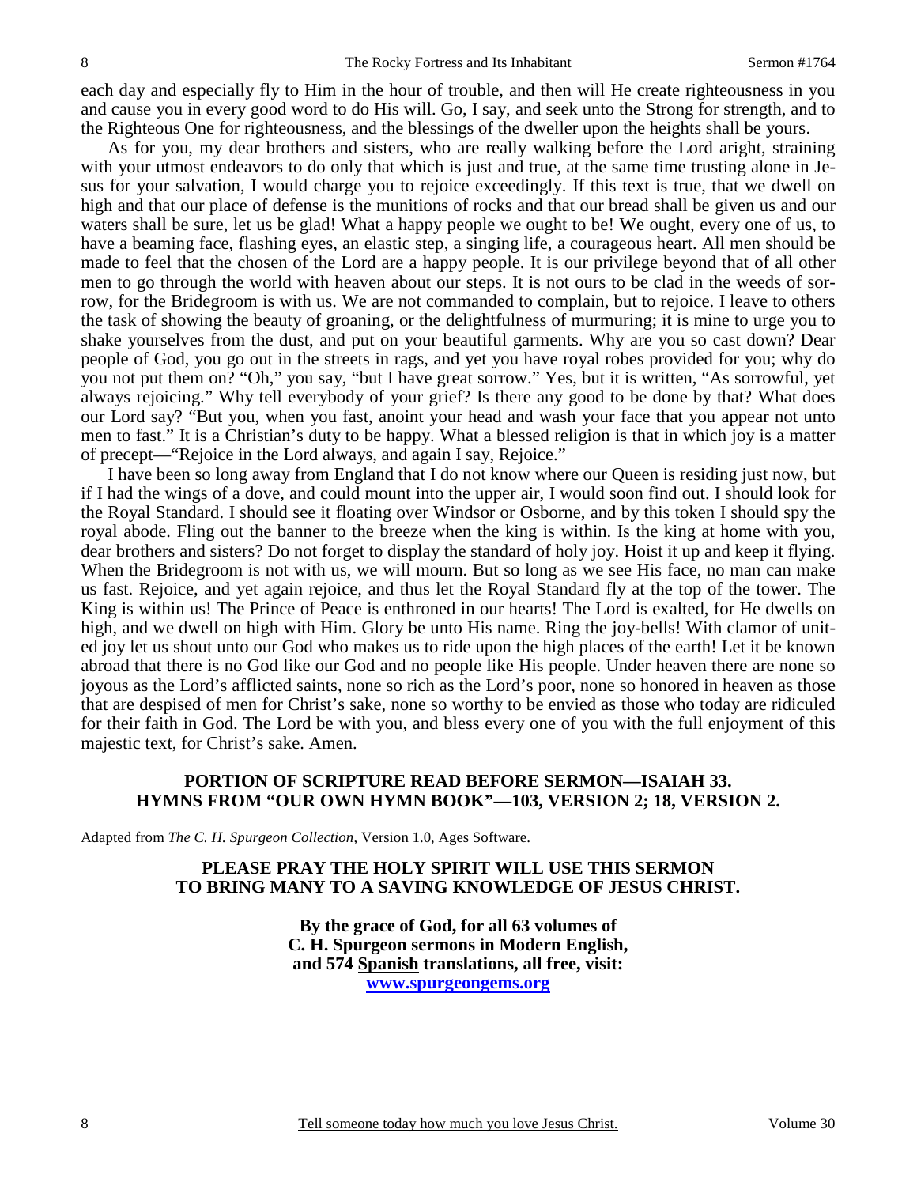each day and especially fly to Him in the hour of trouble, and then will He create righteousness in you and cause you in every good word to do His will. Go, I say, and seek unto the Strong for strength, and to the Righteous One for righteousness, and the blessings of the dweller upon the heights shall be yours.

As for you, my dear brothers and sisters, who are really walking before the Lord aright, straining with your utmost endeavors to do only that which is just and true, at the same time trusting alone in Jesus for your salvation, I would charge you to rejoice exceedingly. If this text is true, that we dwell on high and that our place of defense is the munitions of rocks and that our bread shall be given us and our waters shall be sure, let us be glad! What a happy people we ought to be! We ought, every one of us, to have a beaming face, flashing eyes, an elastic step, a singing life, a courageous heart. All men should be made to feel that the chosen of the Lord are a happy people. It is our privilege beyond that of all other men to go through the world with heaven about our steps. It is not ours to be clad in the weeds of sorrow, for the Bridegroom is with us. We are not commanded to complain, but to rejoice. I leave to others the task of showing the beauty of groaning, or the delightfulness of murmuring; it is mine to urge you to shake yourselves from the dust, and put on your beautiful garments. Why are you so cast down? Dear people of God, you go out in the streets in rags, and yet you have royal robes provided for you; why do you not put them on? "Oh," you say, "but I have great sorrow." Yes, but it is written, "As sorrowful, yet always rejoicing." Why tell everybody of your grief? Is there any good to be done by that? What does our Lord say? "But you, when you fast, anoint your head and wash your face that you appear not unto men to fast." It is a Christian's duty to be happy. What a blessed religion is that in which joy is a matter of precept—"Rejoice in the Lord always, and again I say, Rejoice."

I have been so long away from England that I do not know where our Queen is residing just now, but if I had the wings of a dove, and could mount into the upper air, I would soon find out. I should look for the Royal Standard. I should see it floating over Windsor or Osborne, and by this token I should spy the royal abode. Fling out the banner to the breeze when the king is within. Is the king at home with you, dear brothers and sisters? Do not forget to display the standard of holy joy. Hoist it up and keep it flying. When the Bridegroom is not with us, we will mourn. But so long as we see His face, no man can make us fast. Rejoice, and yet again rejoice, and thus let the Royal Standard fly at the top of the tower. The King is within us! The Prince of Peace is enthroned in our hearts! The Lord is exalted, for He dwells on high, and we dwell on high with Him. Glory be unto His name. Ring the joy-bells! With clamor of united joy let us shout unto our God who makes us to ride upon the high places of the earth! Let it be known abroad that there is no God like our God and no people like His people. Under heaven there are none so joyous as the Lord's afflicted saints, none so rich as the Lord's poor, none so honored in heaven as those that are despised of men for Christ's sake, none so worthy to be envied as those who today are ridiculed for their faith in God. The Lord be with you, and bless every one of you with the full enjoyment of this majestic text, for Christ's sake. Amen.

**PORTION OF SCRIPTURE READ BEFORE SERMON—ISAIAH 33.**
**HYMNS FROM "OUR OWN HYMN BOOK"—103, VERSION 2; 18, VERSION 2.**

Adapted from *The C. H. Spurgeon Collection*, Version 1.0, Ages Software.

**PLEASE PRAY THE HOLY SPIRIT WILL USE THIS SERMON TO BRING MANY TO A SAVING KNOWLEDGE OF JESUS CHRIST.**

**By the grace of God, for all 63 volumes of C. H. Spurgeon sermons in Modern English, and 574 Spanish translations, all free, visit: www.spurgeongems.org**